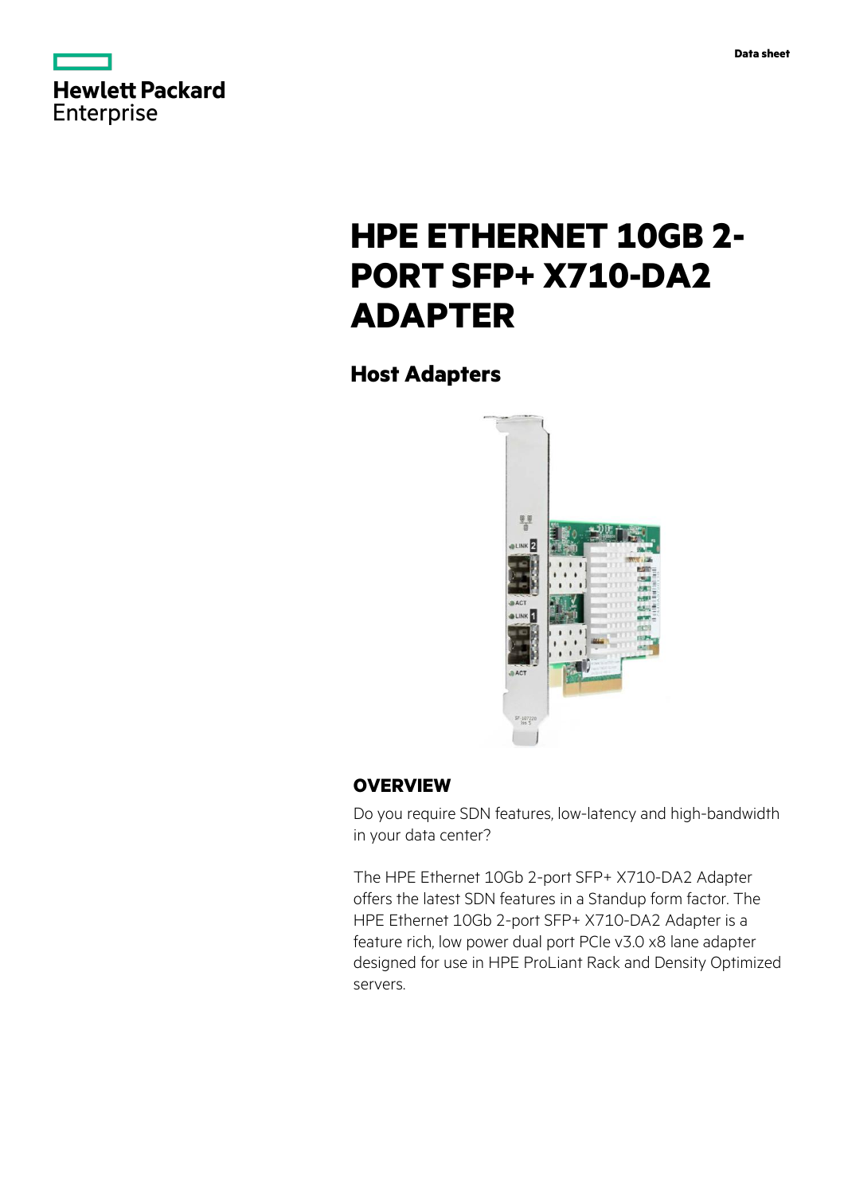# HPE ETHERNET 10GB 2-PORT SFP+ X710-DA2 ADAPTER

## Host Adapters

### OVERVIEW

Do you require SDN features, low-latency and high-bandwidth in your data center?

The HPE Ethernet 10Gb 2-port SFP+ X710-DA2 Adapter offers the latest SDN features in a Standup form factor. The HPE Ethernet 10Gb 2-port SFP+ X710-DA2 Adapter is a feature rich, low power dual port PCIe v3.0 x8 lane adapter designed for use in HPE ProLiant Rack and Density Optimized servers.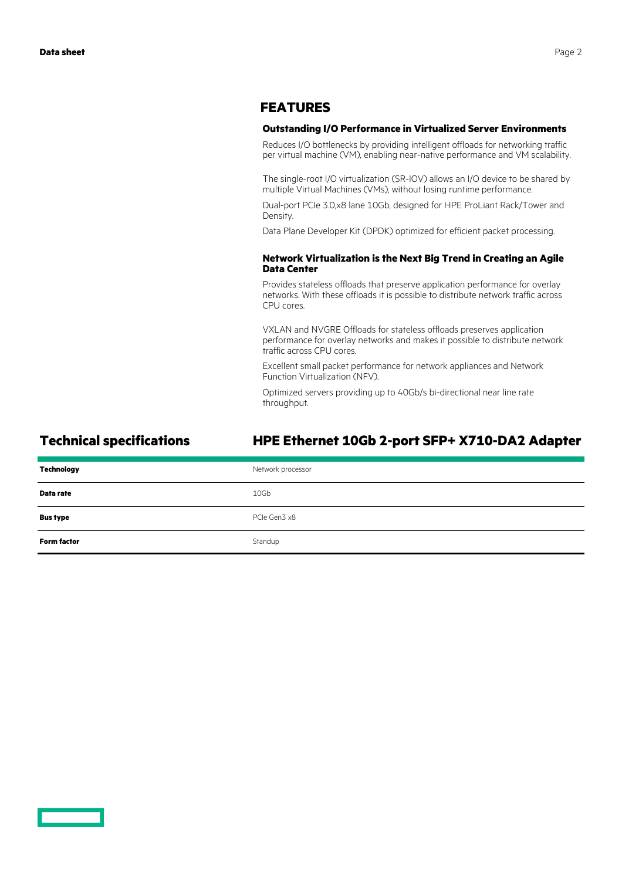## FEATURES

### Outstanding I/O Performance in Virtualized Server Environments

Reduces I/O bottlenecks by providing intelligent offloads for networking traffic per virtual machine (VM), enabling near-native performance and VM scalability.

The single-root I/O virtualization (SR-IOV) allows an I/O device to be shared by multiple Virtual Machines (VMs), without losing runtime performance.

Dual-port PCIe 3.0,x8 lane 10Gb, designed for HPE ProLiant Rack/Tower and Density.

Data Plane Developer Kit (DPDK) optimized for efficient packet processing.

### Network Virtualization is the Next Big Trend in Creating an Agile Data Center

Provides stateless offloads that preserve application performance for overlay networks. With these offloads it is possible to distribute network traffic across CPU cores.

VXLAN and NVGRE Offloads for stateless offloads preserves application performance for overlay networks and makes it possible to distribute network traffic across CPU cores.

Excellent small packet performance for network appliances and Network Function Virtualization (NFV).

Optimized servers providing up to 40Gb/s bi-directional near line rate throughput.

## Technical specifications

## HPE Ethernet 10Gb 2-port SFP+ X710-DA2 Adapter

| | |
|---|---|
| **Technology** | Network processor |
| **Data rate** | 10Gb |
| **Bus type** | PCIe Gen3 x8 |
| **Form factor** | Standup |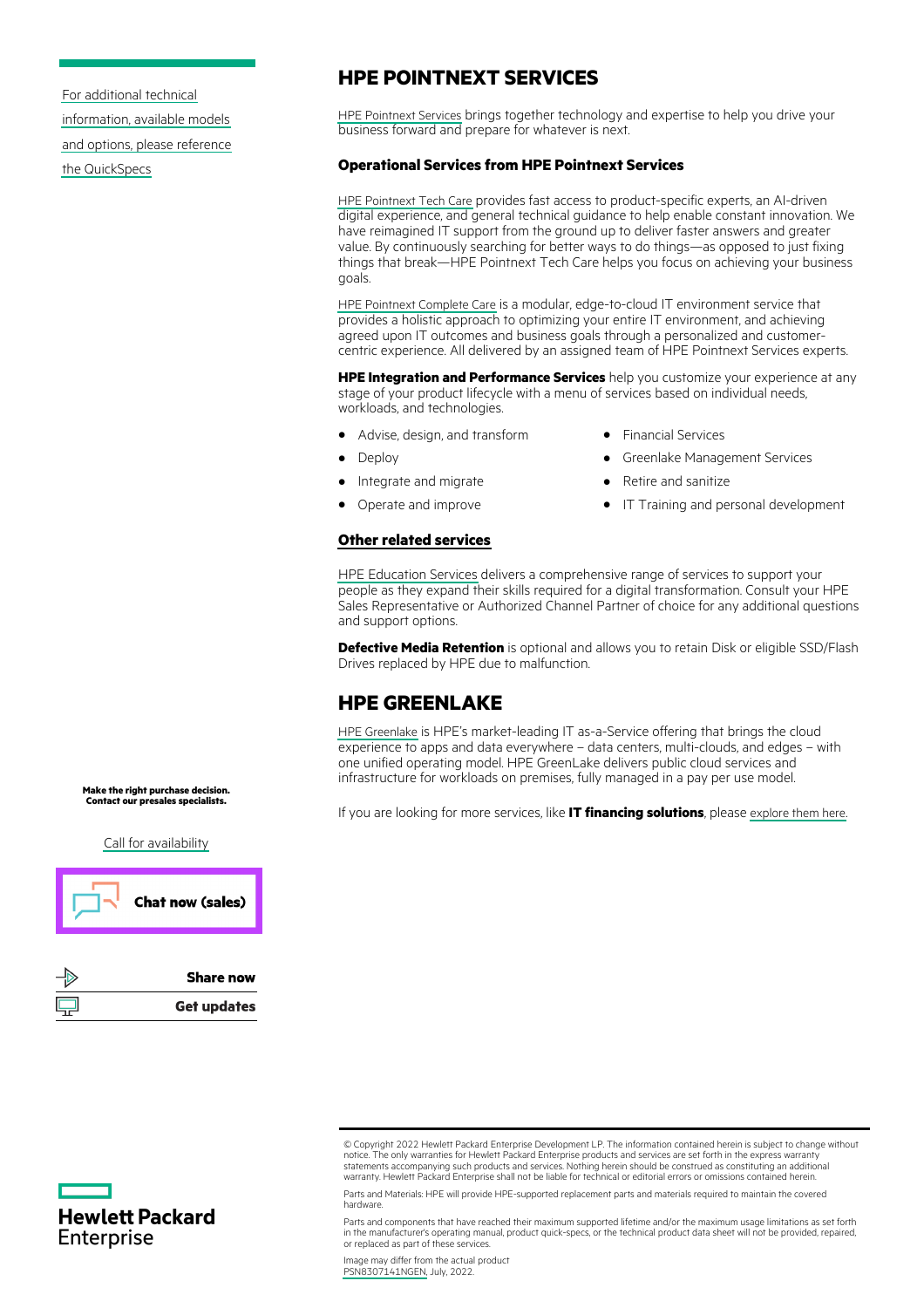For additional technical information, available models and options, please reference the QuickSpecs

## HPE POINTNEXT SERVICES

HPE Pointnext Services brings together technology and expertise to help you drive your business forward and prepare for whatever is next.

### Operational Services from HPE Pointnext Services

HPE Pointnext Tech Care provides fast access to product-specific experts, an AI-driven digital experience, and general technical guidance to help enable constant innovation. We have reimagined IT support from the ground up to deliver faster answers and greater value. By continuously searching for better ways to do things—as opposed to just fixing things that break—HPE Pointnext Tech Care helps you focus on achieving your business goals.

HPE Pointnext Complete Care is a modular, edge-to-cloud IT environment service that provides a holistic approach to optimizing your entire IT environment, and achieving agreed upon IT outcomes and business goals through a personalized and customer-centric experience. All delivered by an assigned team of HPE Pointnext Services experts.

**HPE Integration and Performance Services** help you customize your experience at any stage of your product lifecycle with a menu of services based on individual needs, workloads, and technologies.

- Advise, design, and transform
- Deploy
- Integrate and migrate
- Operate and improve
- Financial Services
- Greenlake Management Services
- Retire and sanitize
- IT Training and personal development

### Other related services

HPE Education Services delivers a comprehensive range of services to support your people as they expand their skills required for a digital transformation. Consult your HPE Sales Representative or Authorized Channel Partner of choice for any additional questions and support options.

**Defective Media Retention** is optional and allows you to retain Disk or eligible SSD/Flash Drives replaced by HPE due to malfunction.

## HPE GREENLAKE

HPE Greenlake is HPE's market-leading IT as-a-Service offering that brings the cloud experience to apps and data everywhere – data centers, multi-clouds, and edges – with one unified operating model. HPE GreenLake delivers public cloud services and infrastructure for workloads on premises, fully managed in a pay per use model.

If you are looking for more services, like **IT financing solutions**, please explore them here.

**Make the right purchase decision. Contact our presales specialists.**

Call for availability

**Chat now (sales)**

**Share now**

**Get updates**

© Copyright 2022 Hewlett Packard Enterprise Development LP. The information contained herein is subject to change without notice. The only warranties for Hewlett Packard Enterprise products and services are set forth in the express warranty statements accompanying such products and services. Nothing herein should be construed as constituting an additional warranty. Hewlett Packard Enterprise shall not be liable for technical or editorial errors or omissions contained herein.

Parts and Materials: HPE will provide HPE-supported replacement parts and materials required to maintain the covered hardware.

Parts and components that have reached their maximum supported lifetime and/or the maximum usage limitations as set forth in the manufacturer's operating manual, product quick-specs, or the technical product data sheet will not be provided, repaired, or replaced as part of these services.

Image may differ from the actual product

PSN8307141NGEN, July, 2022.

**Hewlett Packard** Enterprise